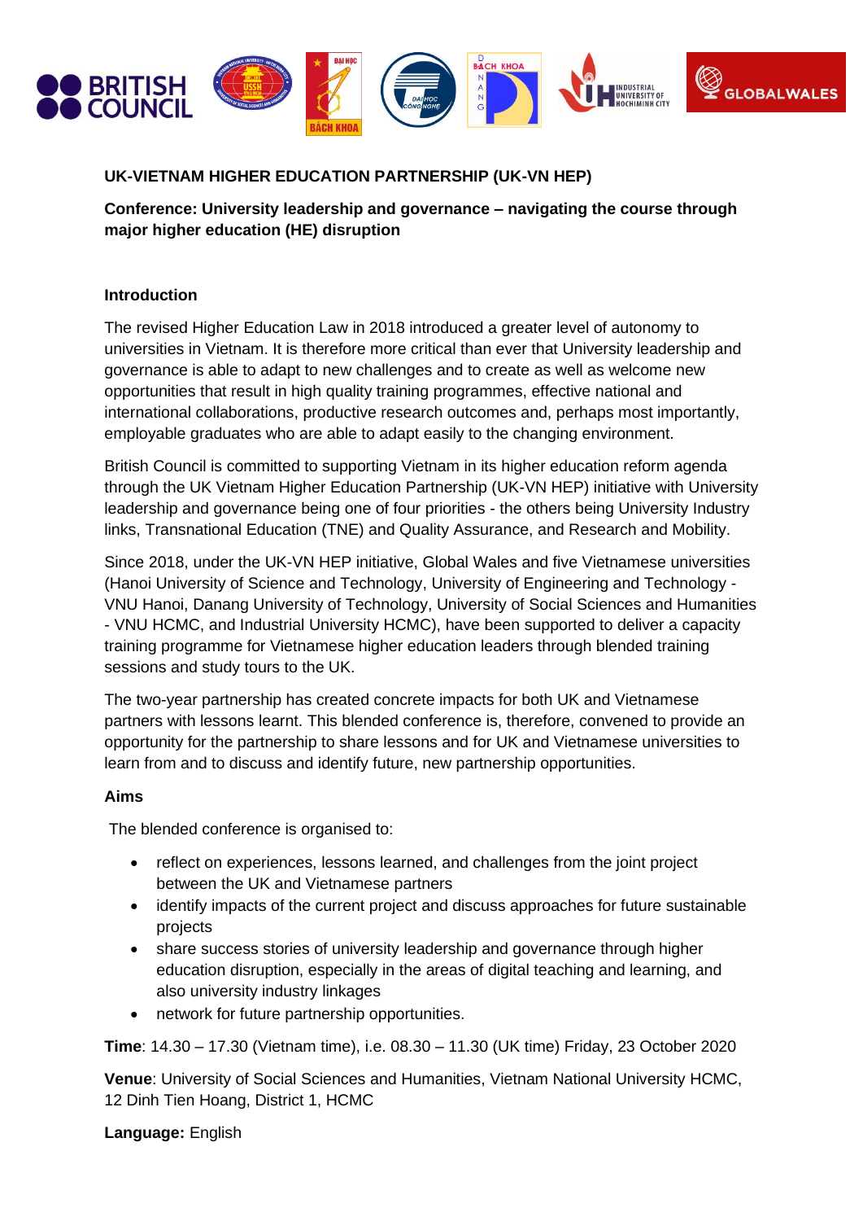## UK-VIETNAM HIGHER EDUCATION PARTNERSHIP (UK-VN HEP)

**Conference: University leadership and governance – navigating the course through major higher education (HE) disruption**

### Introduction

The revised Higher Education Law in 2018 introduced a greater level of autonomy to universities in Vietnam. It is therefore more critical than ever that University leadership and governance is able to adapt to new challenges and to create as well as welcome new opportunities that result in high quality training programmes, effective national and international collaborations, productive research outcomes and, perhaps most importantly, employable graduates who are able to adapt easily to the changing environment.

British Council is committed to supporting Vietnam in its higher education reform agenda through the UK Vietnam Higher Education Partnership (UK-VN HEP) initiative with University leadership and governance being one of four priorities - the others being University Industry links, Transnational Education (TNE) and Quality Assurance, and Research and Mobility.

Since 2018, under the UK-VN HEP initiative, Global Wales and five Vietnamese universities (Hanoi University of Science and Technology, University of Engineering and Technology - VNU Hanoi, Danang University of Technology, University of Social Sciences and Humanities - VNU HCMC, and Industrial University HCMC), have been supported to deliver a capacity training programme for Vietnamese higher education leaders through blended training sessions and study tours to the UK.

The two-year partnership has created concrete impacts for both UK and Vietnamese partners with lessons learnt. This blended conference is, therefore, convened to provide an opportunity for the partnership to share lessons and for UK and Vietnamese universities to learn from and to discuss and identify future, new partnership opportunities.

### Aims

The blended conference is organised to:

- reflect on experiences, lessons learned, and challenges from the joint project between the UK and Vietnamese partners
- identify impacts of the current project and discuss approaches for future sustainable projects
- share success stories of university leadership and governance through higher education disruption, especially in the areas of digital teaching and learning, and also university industry linkages
- network for future partnership opportunities.

**Time**: 14.30 – 17.30 (Vietnam time), i.e. 08.30 – 11.30 (UK time) Friday, 23 October 2020

**Venue**: University of Social Sciences and Humanities, Vietnam National University HCMC, 12 Dinh Tien Hoang, District 1, HCMC

**Language:** English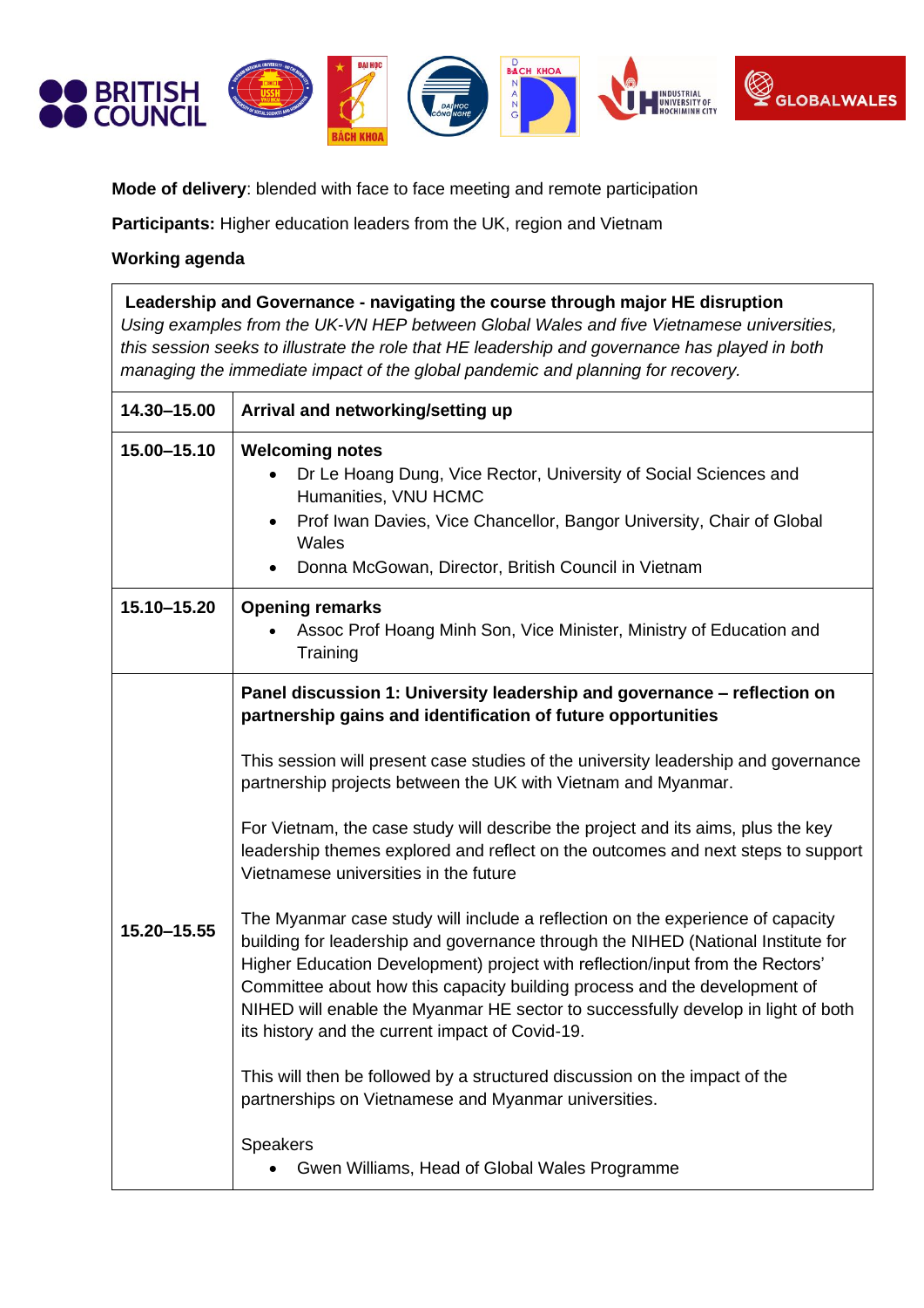**Mode of delivery**: blended with face to face meeting and remote participation

**Participants:** Higher education leaders from the UK, region and Vietnam

**Working agenda**

| **Leadership and Governance - navigating the course through major HE disruption**<br>*Using examples from the UK-VN HEP between Global Wales and five Vietnamese universities, this session seeks to illustrate the role that HE leadership and governance has played in both managing the immediate impact of the global pandemic and planning for recovery.* | |
|---|---|
| **14.30–15.00** | **Arrival and networking/setting up** |
| **15.00–15.10** | **Welcoming notes**<br>• Dr Le Hoang Dung, Vice Rector, University of Social Sciences and Humanities, VNU HCMC<br>• Prof Iwan Davies, Vice Chancellor, Bangor University, Chair of Global Wales<br>• Donna McGowan, Director, British Council in Vietnam |
| **15.10–15.20** | **Opening remarks**<br>• Assoc Prof Hoang Minh Son, Vice Minister, Ministry of Education and Training |
| **15.20–15.55** | **Panel discussion 1: University leadership and governance – reflection on partnership gains and identification of future opportunities**<br><br>This session will present case studies of the university leadership and governance partnership projects between the UK with Vietnam and Myanmar.<br><br>For Vietnam, the case study will describe the project and its aims, plus the key leadership themes explored and reflect on the outcomes and next steps to support Vietnamese universities in the future<br><br>The Myanmar case study will include a reflection on the experience of capacity building for leadership and governance through the NIHED (National Institute for Higher Education Development) project with reflection/input from the Rectors' Committee about how this capacity building process and the development of NIHED will enable the Myanmar HE sector to successfully develop in light of both its history and the current impact of Covid-19.<br><br>This will then be followed by a structured discussion on the impact of the partnerships on Vietnamese and Myanmar universities.<br><br>Speakers<br>• Gwen Williams, Head of Global Wales Programme |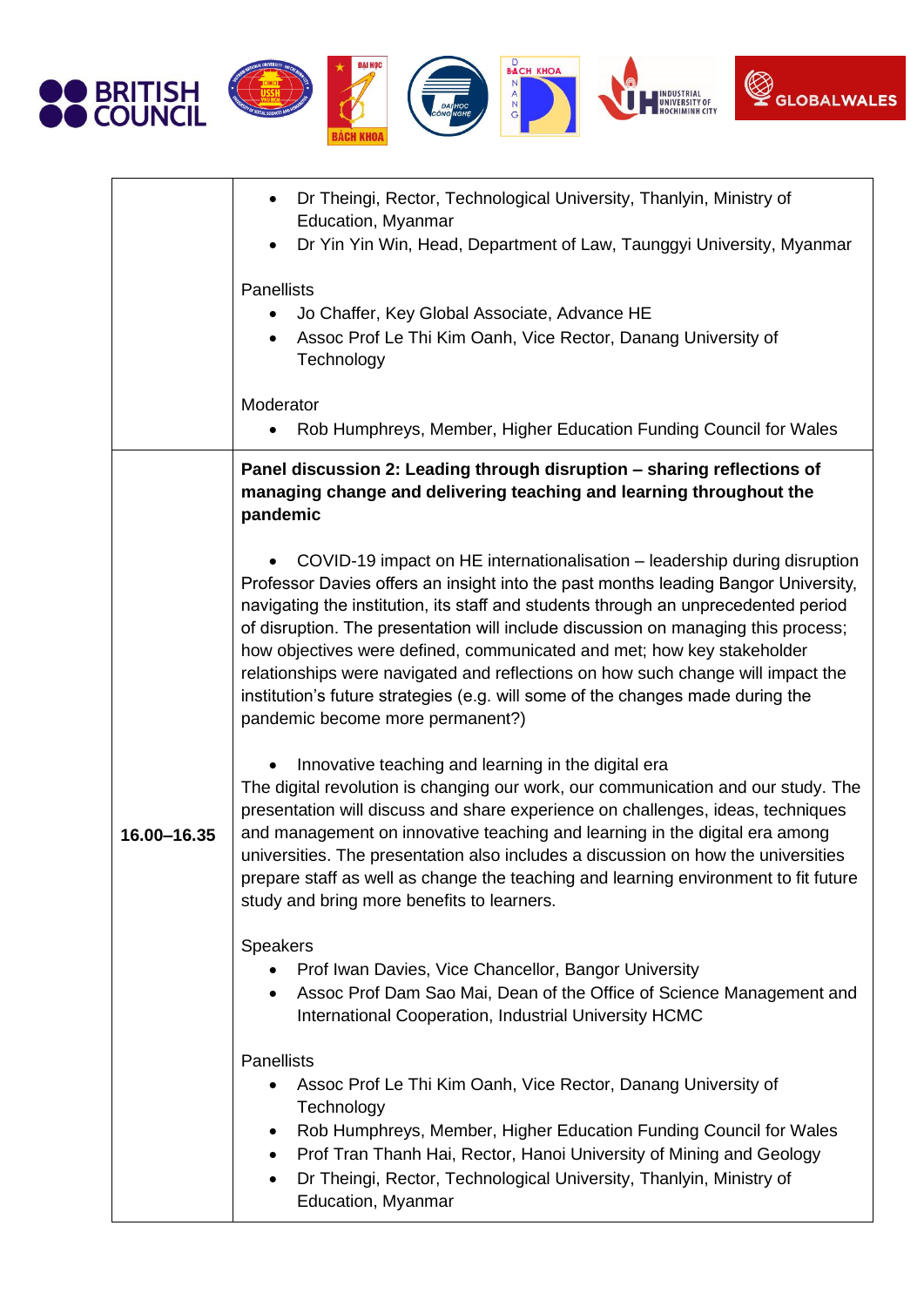| | |
|---|---|
| | • Dr Theingi, Rector, Technological University, Thanlyin, Ministry of Education, Myanmar<br>• Dr Yin Yin Win, Head, Department of Law, Taunggyi University, Myanmar<br><br>Panellists<br>• Jo Chaffer, Key Global Associate, Advance HE<br>• Assoc Prof Le Thi Kim Oanh, Vice Rector, Danang University of Technology<br><br>Moderator<br>• Rob Humphreys, Member, Higher Education Funding Council for Wales |
| **16.00–16.35** | **Panel discussion 2: Leading through disruption – sharing reflections of managing change and delivering teaching and learning throughout the pandemic**<br><br>• COVID-19 impact on HE internationalisation – leadership during disruption<br>Professor Davies offers an insight into the past months leading Bangor University, navigating the institution, its staff and students through an unprecedented period of disruption. The presentation will include discussion on managing this process; how objectives were defined, communicated and met; how key stakeholder relationships were navigated and reflections on how such change will impact the institution's future strategies (e.g. will some of the changes made during the pandemic become more permanent?)<br><br>• Innovative teaching and learning in the digital era<br>The digital revolution is changing our work, our communication and our study. The presentation will discuss and share experience on challenges, ideas, techniques and management on innovative teaching and learning in the digital era among universities. The presentation also includes a discussion on how the universities prepare staff as well as change the teaching and learning environment to fit future study and bring more benefits to learners.<br><br>Speakers<br>• Prof Iwan Davies, Vice Chancellor, Bangor University<br>• Assoc Prof Dam Sao Mai, Dean of the Office of Science Management and International Cooperation, Industrial University HCMC<br><br>Panellists<br>• Assoc Prof Le Thi Kim Oanh, Vice Rector, Danang University of Technology<br>• Rob Humphreys, Member, Higher Education Funding Council for Wales<br>• Prof Tran Thanh Hai, Rector, Hanoi University of Mining and Geology<br>• Dr Theingi, Rector, Technological University, Thanlyin, Ministry of Education, Myanmar |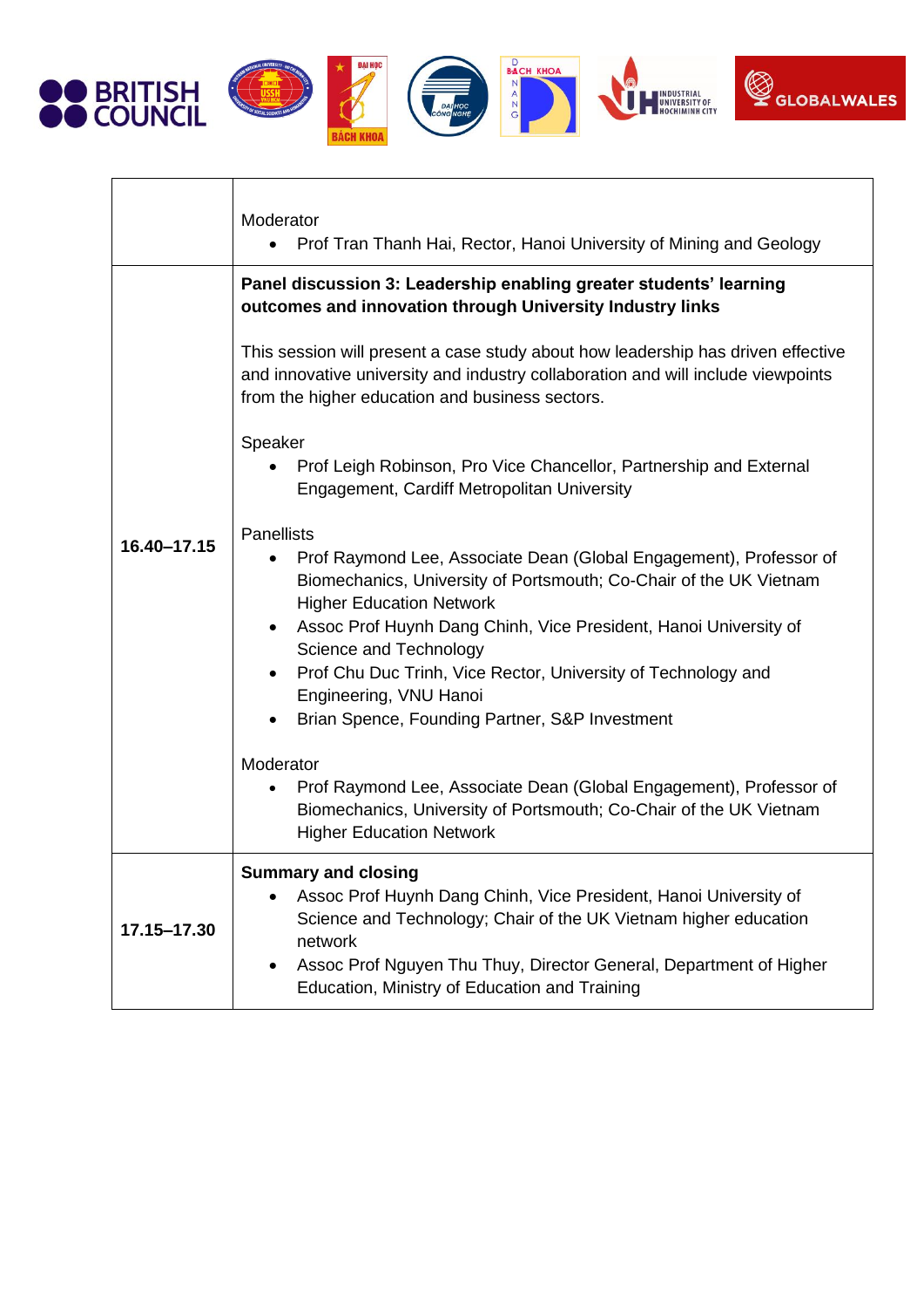| | |
|---|---|
| | Moderator<br>• Prof Tran Thanh Hai, Rector, Hanoi University of Mining and Geology |
| **16.40–17.15** | **Panel discussion 3: Leadership enabling greater students' learning outcomes and innovation through University Industry links**<br><br>This session will present a case study about how leadership has driven effective and innovative university and industry collaboration and will include viewpoints from the higher education and business sectors.<br><br>Speaker<br>• Prof Leigh Robinson, Pro Vice Chancellor, Partnership and External Engagement, Cardiff Metropolitan University<br><br>Panellists<br>• Prof Raymond Lee, Associate Dean (Global Engagement), Professor of Biomechanics, University of Portsmouth; Co-Chair of the UK Vietnam Higher Education Network<br>• Assoc Prof Huynh Dang Chinh, Vice President, Hanoi University of Science and Technology<br>• Prof Chu Duc Trinh, Vice Rector, University of Technology and Engineering, VNU Hanoi<br>• Brian Spence, Founding Partner, S&P Investment<br><br>Moderator<br>• Prof Raymond Lee, Associate Dean (Global Engagement), Professor of Biomechanics, University of Portsmouth; Co-Chair of the UK Vietnam Higher Education Network |
| **17.15–17.30** | **Summary and closing**<br>• Assoc Prof Huynh Dang Chinh, Vice President, Hanoi University of Science and Technology; Chair of the UK Vietnam higher education network<br>• Assoc Prof Nguyen Thu Thuy, Director General, Department of Higher Education, Ministry of Education and Training |